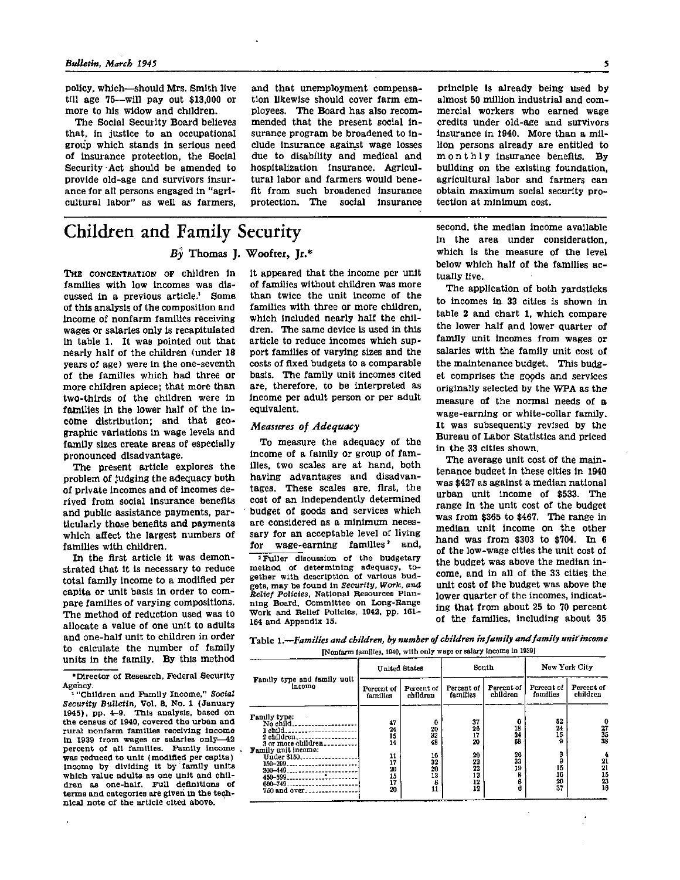policy, which—should Mrs. Smith live till age 75—will pay out $13,000 or more to his widow and children.

The Social Security Board believes that, in justice to an occupational group which stands in serious need of insurance protection, the Social Security Act should be amended to provide old-age and survivors insurance for all persons engaged in "agricultural labor" as well as farmers, and that unemployment compensation likewise should cover farm employees. The Board has also recommended that the present social insurance program be broadened to include insurance against wage losses due to disability and medical and hospitalization insurance. Agricultural labor and farmers would benefit from such broadened insurance protection. The social insurance principle is already being used by almost 50 million industrial and commercial workers who earned wage credits under old-age and survivors insurance in 1940. More than a million persons already are entitled to monthly insurance benefits. By building on the existing foundation, agricultural labor and farmers can obtain maximum social security protection at minimum cost.

# Children and Family Security

*By* Thomas J. Woofter, Jr.*

THE CONCENTRATION OF children in families with low incomes was discussed in a previous article.[1] Some of this analysis of the composition and income of nonfarm families receiving wages or salaries only is recapitulated in table 1. It was pointed out that nearly half of the children (under 18 years of age) were in the one-seventh of the families which had three or more children apiece; that more than two-thirds of the children were in families in the lower half of the income distribution; and that geographic variations in wage levels and family sizes create areas of especially pronounced disadvantage.

The present article explores the problem of judging the adequacy both of private incomes and of incomes derived from social insurance benefits and public assistance payments, particularly those benefits and payments which affect the largest numbers of families with children.

In the first article it was demonstrated that it is necessary to reduce total family income to a modified per capita or unit basis in order to compare families of varying compositions. The method of reduction used was to allocate a value of one unit to adults and one-half unit to children in order to calculate the number of family units in the family. By this method it appeared that the income per unit of families without children was more than twice the unit income of the families with three or more children, which included nearly half the children. The same device is used in this article to reduce incomes which support families of varying sizes and the costs of fixed budgets to a comparable basis. The family unit incomes cited are, therefore, to be interpreted as income per adult person or per adult equivalent.

## *Measures of Adequacy*

To measure the adequacy of the income of a family or group of families, two scales are at hand, both having advantages and disadvantages. These scales are, first, the cost of an independently determined budget of goods and services which are considered as a minimum necessary for an acceptable level of living for wage-earning families[2] and, second, the median income available in the area under consideration, which is the measure of the level below which half of the families actually live.

The application of both yardsticks to incomes in 33 cities is shown in table 2 and chart 1, which compare the lower half and lower quarter of family unit incomes from wages or salaries with the family unit cost of the maintenance budget. This budget comprises the goods and services originally selected by the WPA as the measure of the normal needs of a wage-earning or white-collar family. It was subsequently revised by the Bureau of Labor Statistics and priced in the 33 cities shown.

The average unit cost of the maintenance budget in these cities in 1940 was $427 as against a median national urban unit income of $533. The range in the unit cost of the budget was from $365 to $467. The range in median unit income on the other hand was from $303 to $704. In 6 of the low-wage cities the unit cost of the budget was above the median income, and in all of the 33 cities the unit cost of the budget was above the lower quarter of the incomes, indicating that from about 25 to 70 percent of the families, including about 35

Table 1.—*Families and children, by number of children in family and family unit income*

[Nonfarm families, 1940, with only wage or salary income in 1939]

| Family type and family unit income | United States | | South | | New York City | |
|---|---|---|---|---|---|---|
| | Percent of families | Percent of children | Percent of families | Percent of children | Percent of families | Percent of children |
| Family type: | | | | | | |
| No child | 47 | 0 | 37 | 0 | 52 | 0 |
| 1 child | 24 | 20 | 26 | 18 | 24 | 27 |
| 2 children | 15 | 32 | 17 | 24 | 15 | 35 |
| 3 or more children | 14 | 48 | 20 | 58 | 9 | 38 |
| Family unit income: | | | | | | |
| Under $150 | 11 | 16 | 20 | 28 | 3 | 4 |
| 150–299 | 17 | 32 | 22 | 33 | 9 | 21 |
| 300–449 | 20 | 20 | 22 | 19 | 15 | 21 |
| 450–599 | 15 | 13 | 12 | 8 | 16 | 15 |
| 600–749 | 17 | 8 | 12 | 6 | 20 | 23 |
| 750 and over | 20 | 11 | 12 | 6 | 37 | 16 |

*Director of Research, Federal Security Agency.

[1] "Children and Family Income," *Social Security Bulletin*, Vol. 8, No. 1 (January 1945), pp. 4–9. This analysis, based on the census of 1940, covered the urban and rural nonfarm families receiving income in 1939 from wages or salaries only—42 percent of all families. Family income was reduced to unit (modified per capita) income by dividing it by family units which value adults as one unit and children as one-half. Full definitions of terms and categories are given in the technical note of the article cited above.

[2] Fuller discussion of the budgetary method of determining adequacy, together with description of various budgets, may be found in *Security, Work, and Relief Policies*, National Resources Planning Board, Committee on Long-Range Work and Relief Policies, 1942, pp. 161–164 and Appendix 15.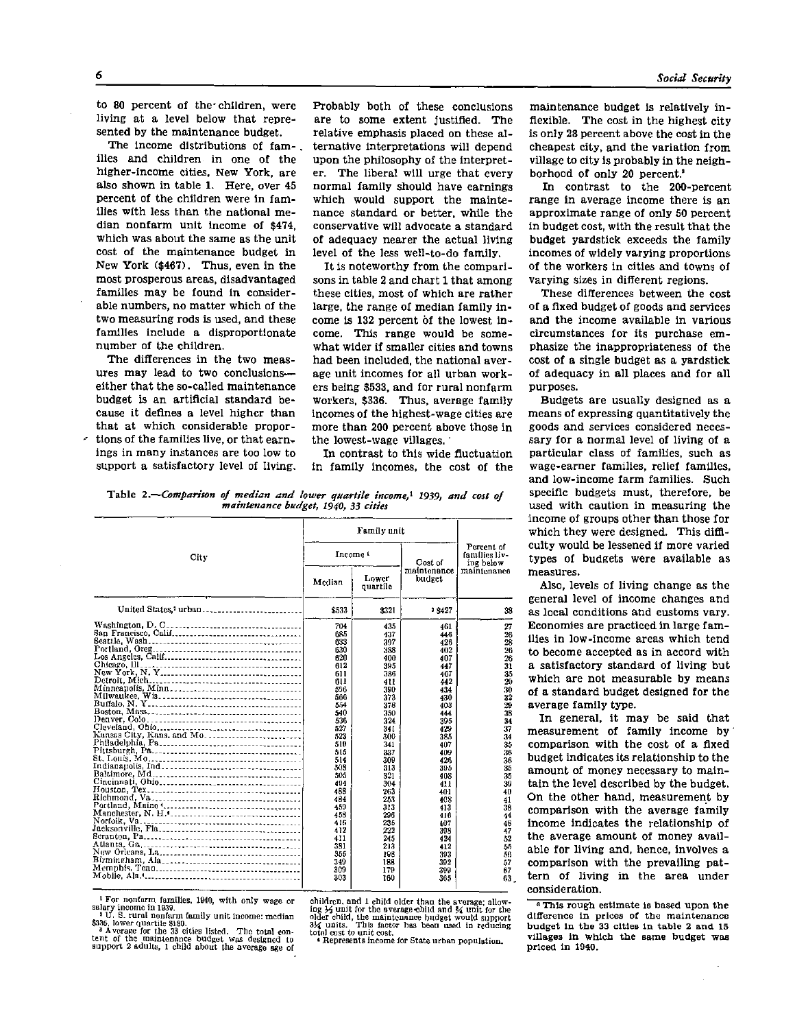to 80 percent of the children, were living at a level below that represented by the maintenance budget.

The income distributions of families and children in one of the higher-income cities, New York, are also shown in table 1. Here, over 45 percent of the children were in families with less than the national median nonfarm unit income of $474, which was about the same as the unit cost of the maintenance budget in New York ($467). Thus, even in the most prosperous areas, disadvantaged families may be found in considerable numbers, no matter which of the two measuring rods is used, and these families include a disproportionate number of the children.

The differences in the two measures may lead to two conclusions—either that the so-called maintenance budget is an artificial standard because it defines a level higher than that at which considerable proportions of the families live, or that earnings in many instances are too low to support a satisfactory level of living. Probably both of these conclusions are to some extent justified. The relative emphasis placed on these alternative interpretations will depend upon the philosophy of the interpreter. The liberal will urge that every normal family should have earnings which would support the maintenance standard or better, while the conservative will advocate a standard of adequacy nearer the actual living level of the less well-to-do family.

It is noteworthy from the comparisons in table 2 and chart 1 that among these cities, most of which are rather large, the range of median family income is 132 percent of the lowest income. This range would be somewhat wider if smaller cities and towns had been included, the national average unit incomes for all urban workers being $533, and for rural nonfarm workers, $336. Thus, average family incomes of the highest-wage cities are more than 200 percent above those in the lowest-wage villages.

In contrast to this wide fluctuation in family incomes, the cost of the maintenance budget is relatively inflexible. The cost in the highest city is only 28 percent above the cost in the cheapest city, and the variation from village to city is probably in the neighborhood of only 20 percent.[5]

In contrast to the 200-percent range in average income there is an approximate range of only 50 percent in budget cost, with the result that the budget yardstick exceeds the family incomes of widely varying proportions of the workers in cities and towns of varying sizes in different regions.

These differences between the cost of a fixed budget of goods and services and the income available in various circumstances for its purchase emphasize the inappropriateness of the cost of a single budget as a yardstick of adequacy in all places and for all purposes.

Budgets are usually designed as a means of expressing quantitatively the goods and services considered necessary for a normal level of living of a particular class of families, such as wage-earner families, relief families, and low-income farm families. Such specific budgets must, therefore, be used with caution in measuring the income of groups other than those for which they were designed. This difficulty would be lessened if more varied types of budgets were available as measures.

Also, levels of living change as the general level of income changes and as local conditions and customs vary. Economies are practiced in large families in low-income areas which tend to become accepted as in accord with a satisfactory standard of living but which are not measurable by means of a standard budget designed for the average family type.

In general, it may be said that measurement of family income by comparison with the cost of a fixed budget indicates its relationship to the amount of money necessary to maintain the level described by the budget. On the other hand, measurement by comparison with the average family income indicates the relationship of the average amount of money available for living and, hence, involves a comparison with the prevailing pattern of living in the area under consideration.

[5] This rough estimate is based upon the difference in prices of the maintenance budget in the 33 cities in table 2 and 15 villages in which the same budget was priced in 1940.

Table 2.—*Comparison of median and lower quartile income,[1] 1939, and cost of maintenance budget, 1940, 33 cities*

| City | Family unit | | | Percent of families living below maintenance |
|---|---|---|---|---|
| | Income[1] | | Cost of maintenance budget | |
| | Median | Lower quartile | | |
| United States,[2] urban | $533 | $321 | [3] $427 | 38 |
| Washington, D. C. | 704 | 435 | 461 | 27 |
| San Francisco, Calif. | 685 | 437 | 446 | 26 |
| Seattle, Wash. | 633 | 397 | 426 | 28 |
| Portland, Oreg. | 630 | 388 | 402 | 26 |
| Los Angeles, Calif. | 620 | 400 | 407 | 26 |
| Chicago, Ill. | 612 | 395 | 447 | 31 |
| New York, N. Y. | 611 | 386 | 467 | 35 |
| Detroit, Mich. | 611 | 411 | 442 | 29 |
| Minneapolis, Minn. | 590 | 380 | 434 | 30 |
| Milwaukee, Wis. | 566 | 373 | 430 | 32 |
| Buffalo, N. Y. | 554 | 378 | 403 | 29 |
| Boston, Mass. | 540 | 350 | 444 | 38 |
| Denver, Colo. | 536 | 324 | 395 | 34 |
| Cleveland, Ohio | 527 | 341 | 429 | 37 |
| Kansas City, Kans. and Mo. | 523 | 300 | 385 | 34 |
| Philadelphia, Pa. | 519 | 341 | 407 | 35 |
| Pittsburgh, Pa. | 515 | 337 | 409 | 36 |
| St. Louis, Mo. | 514 | 309 | 426 | 36 |
| Indianapolis, Ind. | 508 | 313 | 395 | 35 |
| Baltimore, Md. | 505 | 321 | 408 | 36 |
| Cincinnati, Ohio | 494 | 304 | 411 | 39 |
| Houston, Tex. | 488 | 263 | 401 | 40 |
| Richmond, Va. | 484 | 253 | 408 | 41 |
| Portland, Maine[4] | 469 | 313 | 413 | 38 |
| Manchester, N. H.[4] | 458 | 290 | 416 | 44 |
| Norfolk, Va. | 416 | 236 | 407 | 48 |
| Jacksonville, Fla. | 412 | 222 | 398 | 47 |
| Scranton, Pa. | 411 | 245 | 424 | 52 |
| Atlanta, Ga. | 381 | 213 | 412 | 55 |
| New Orleans, La. | 356 | 198 | 393 | 56 |
| Birmingham, Ala. | 349 | 188 | 392 | 57 |
| Memphis, Tenn. | 309 | 179 | 390 | 67 |
| Mobile, Ala.[4] | 303 | 160 | 365 | 63 |

[1] For nonfarm families, 1940, with only wage or salary income in 1939.
[2] U. S. rural nonfarm family unit income: median $336, lower quartile $180.
[3] Average for the 33 cities listed. The total content of the maintenance budget was designed to support 2 adults, 1 child about the average age of children, and 1 child older than the average; allowing ½ unit for the average child and ¾ unit for the older child, the maintenance budget would support 3¼ units. This factor has been used in reducing total cost to unit cost.
[4] Represents income for State urban population.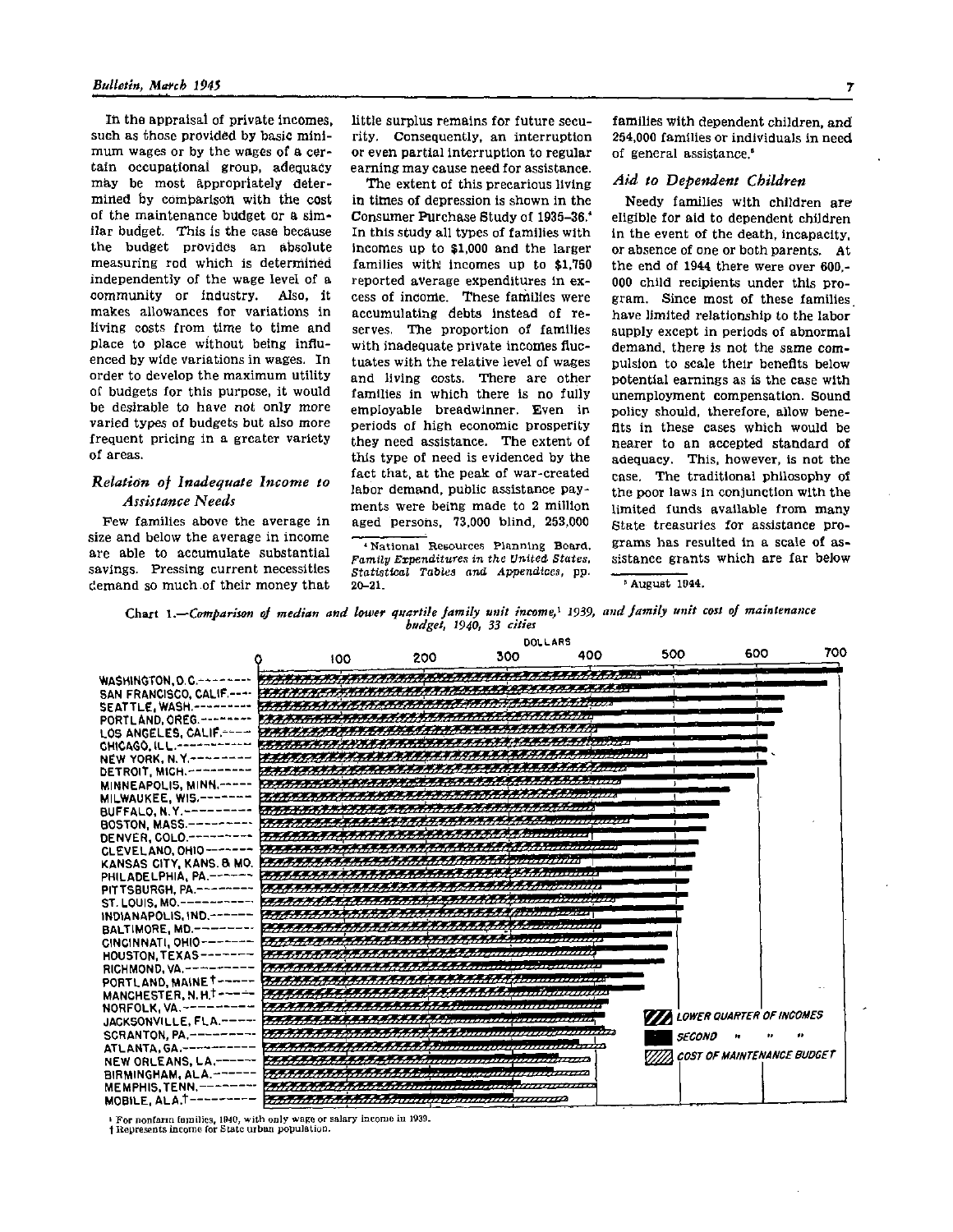In the appraisal of private incomes, such as those provided by basic minimum wages or by the wages of a certain occupational group, adequacy may be most appropriately determined by comparison with the cost of the maintenance budget or a similar budget. This is the case because the budget provides an absolute measuring rod which is determined independently of the wage level of a community or industry. Also, it makes allowances for variations in living costs from time to time and place to place without being influenced by wide variations in wages. In order to develop the maximum utility of budgets for this purpose, it would be desirable to have not only more varied types of budgets but also more frequent pricing in a greater variety of areas.

### *Relation of Inadequate Income to Assistance Needs*

Few families above the average in size and below the average in income are able to accumulate substantial savings. Pressing current necessities demand so much of their money that little surplus remains for future security. Consequently, an interruption or even partial interruption to regular earning may cause need for assistance.

The extent of this precarious living in times of depression is shown in the Consumer Purchase Study of 1935–36.[4] In this study all types of families with incomes up to $1,000 and the larger families with incomes up to $1,750 reported average expenditures in excess of income. These families were accumulating debts instead of reserves. The proportion of families with inadequate private incomes fluctuates with the relative level of wages and living costs. There are other families in which there is no fully employable breadwinner. Even in periods of high economic prosperity they need assistance. The extent of this type of need is evidenced by the fact that, at the peak of war-created labor demand, public assistance payments were being made to 2 million aged persons, 73,000 blind, 253,000 families with dependent children, and 254,000 families or individuals in need of general assistance.[5]

### *Aid to Dependent Children*

Needy families with children are eligible for aid to dependent children in the event of the death, incapacity, or absence of one or both parents. At the end of 1944 there were over 600,000 child recipients under this program. Since most of these families have limited relationship to the labor supply except in periods of abnormal demand, there is not the same compulsion to scale their benefits below potential earnings as is the case with unemployment compensation. Sound policy should, therefore, allow benefits in these cases which would be nearer to an accepted standard of adequacy. This, however, is not the case. The traditional philosophy of the poor laws in conjunction with the limited funds available from many State treasuries for assistance programs has resulted in a scale of assistance grants which are far below

[4] National Resources Planning Board, *Family Expenditures in the United States, Statistical Tables and Appendices*, pp. 20–21.

[5] August 1944.

Chart 1.—*Comparison of median and lower quartile family unit income,[1] 1939, and family unit cost of maintenance budget, 1940, 33 cities*

[1] For nonfarm families, 1940, with only wage or salary income in 1939.

† Represents income for State urban population.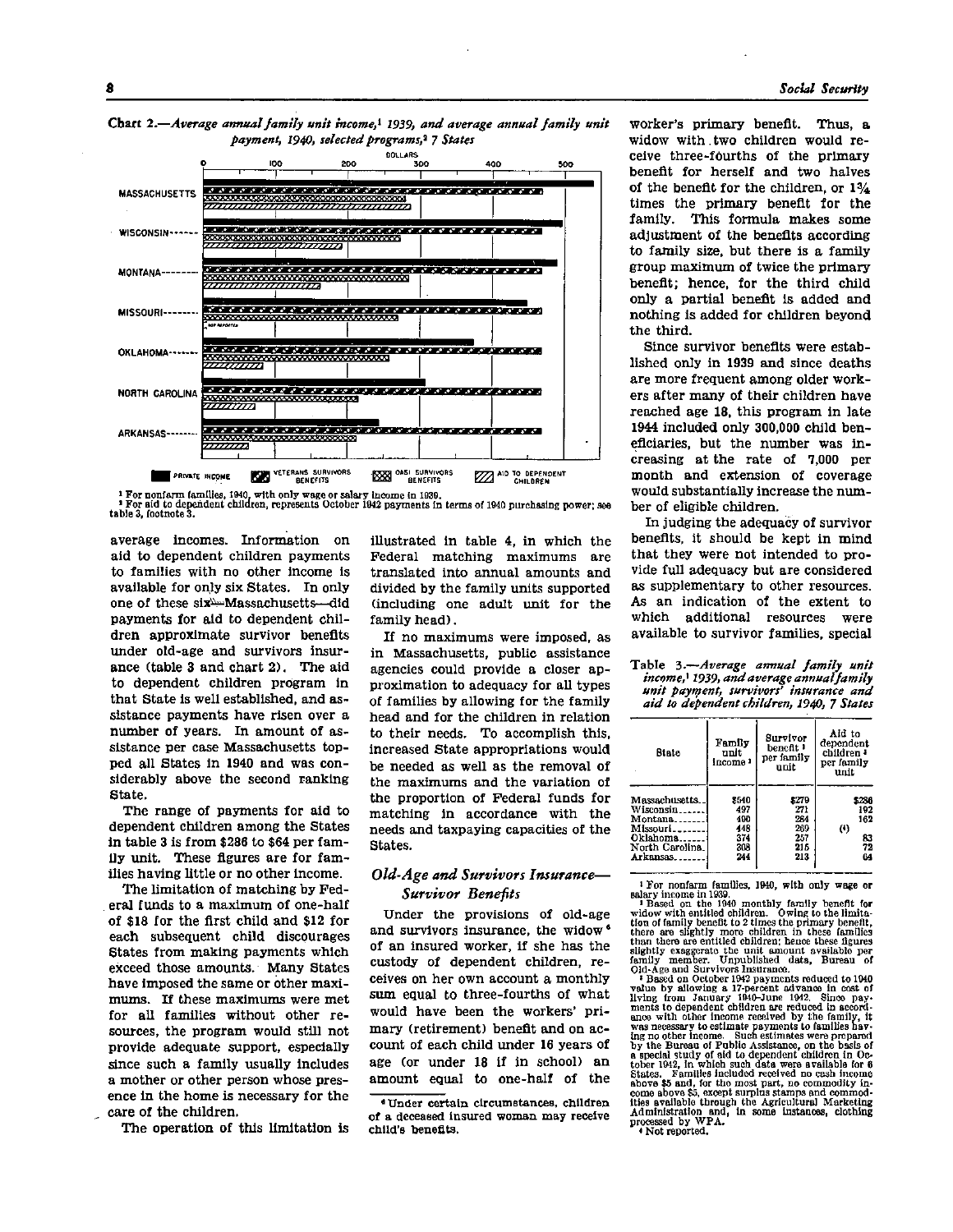**Chart 2.**—*Average annual family unit income,[1] 1939, and average annual family unit payment, 1940, selected programs,[2] 7 States*

[1] For nonfarm families, 1940, with only wage or salary income in 1939.
[2] For aid to dependent children, represents October 1942 payments in terms of 1940 purchasing power; see table 3, footnote 3.

average incomes. Information on aid to dependent children payments to families with no other income is available for only six States. In only one of these six—Massachusetts—did payments for aid to dependent children approximate survivor benefits under old-age and survivors insurance (table 3 and chart 2). The aid to dependent children program in that State is well established, and assistance payments have risen over a number of years. In amount of assistance per case Massachusetts topped all States in 1940 and was considerably above the second ranking State.

The range of payments for aid to dependent children among the States in table 3 is from $286 to $64 per family unit. These figures are for families having little or no other income.

The limitation of matching by Federal funds to a maximum of one-half of $18 for the first child and $12 for each subsequent child discourages States from making payments which exceed those amounts. Many States have imposed the same or other maximums. If these maximums were met for all families without other resources, the program would still not provide adequate support, especially since such a family usually includes a mother or other person whose presence in the home is necessary for the care of the children.

The operation of this limitation is illustrated in table 4, in which the Federal matching maximums are translated into annual amounts and divided by the family units supported (including one adult unit for the family head).

If no maximums were imposed, as in Massachusetts, public assistance agencies could provide a closer approximation to adequacy for all types of families by allowing for the family head and for the children in relation to their needs. To accomplish this, increased State appropriations would be needed as well as the removal of the maximums and the variation of the proportion of Federal funds for matching in accordance with the needs and taxpaying capacities of the States.

## Old-Age and Survivors Insurance—Survivor Benefits

Under the provisions of old-age and survivors insurance, the widow[6] of an insured worker, if she has the custody of dependent children, receives on her own account a monthly sum equal to three-fourths of what would have been the workers' primary (retirement) benefit and on account of each child under 16 years of age (or under 18 if in school) an amount equal to one-half of the worker's primary benefit. Thus, a widow with two children would receive three-fourths of the primary benefit for herself and two halves of the benefit for the children, or 1¾ times the primary benefit for the family. This formula makes some adjustment of the benefits according to family size, but there is a family group maximum of twice the primary benefit; hence, for the third child only a partial benefit is added and nothing is added for children beyond the third.

[6] Under certain circumstances, children of a deceased insured woman may receive child's benefits.

Since survivor benefits were established only in 1939 and since deaths are more frequent among older workers after many of their children have reached age 18, this program in late 1944 included only 300,000 child beneficiaries, but the number was increasing at the rate of 7,000 per month and extension of coverage would substantially increase the number of eligible children.

In judging the adequacy of survivor benefits, it should be kept in mind that they were not intended to provide full adequacy but are considered as supplementary to other resources. As an indication of the extent to which additional resources were available to survivor families, special

**Table 3.**—*Average annual family unit income,[1] 1939, and average annual family unit payment, survivors' insurance and aid to dependent children, 1940, 7 States*

| State | Family unit income [1] | Survivor benefit [2] per family unit | Aid to dependent children [3] per family unit |
|---|---|---|---|
| Massachusetts | $540 | $279 | $286 |
| Wisconsin | 497 | 271 | 192 |
| Montana | 490 | 264 | 162 |
| Missouri | 448 | 269 | (4) |
| Oklahoma | 374 | 257 | 83 |
| North Carolina | 308 | 215 | 72 |
| Arkansas | 244 | 213 | 64 |

[1] For nonfarm families, 1940, with only wage or salary income in 1939.
[2] Based on the 1940 monthly family benefit for widow with entitled children. Owing to the limitation of family benefit to 2 times the primary benefit, there are slightly more children in these families than there are entitled children; hence these figures slightly exaggerate the unit amount available per family member. Unpublished data, Bureau of Old-Age and Survivors Insurance.
[3] Based on October 1942 payments reduced to 1940 value by allowing a 17-percent advance in cost of living from January 1940–June 1942. Since payments to dependent children are reduced in accordance with other income received by the family, it was necessary to estimate payments to families having no other income. Such estimates were prepared by the Bureau of Public Assistance, on the basis of a special study of aid to dependent children in October 1942, in which such data were available for 6 States. Families included received no cash income above $5 and, for the most part, no commodity income above $5, except surplus stamps and commodities available through the Agricultural Marketing Administration and, in some instances, clothing processed by WPA.
[4] Not reported.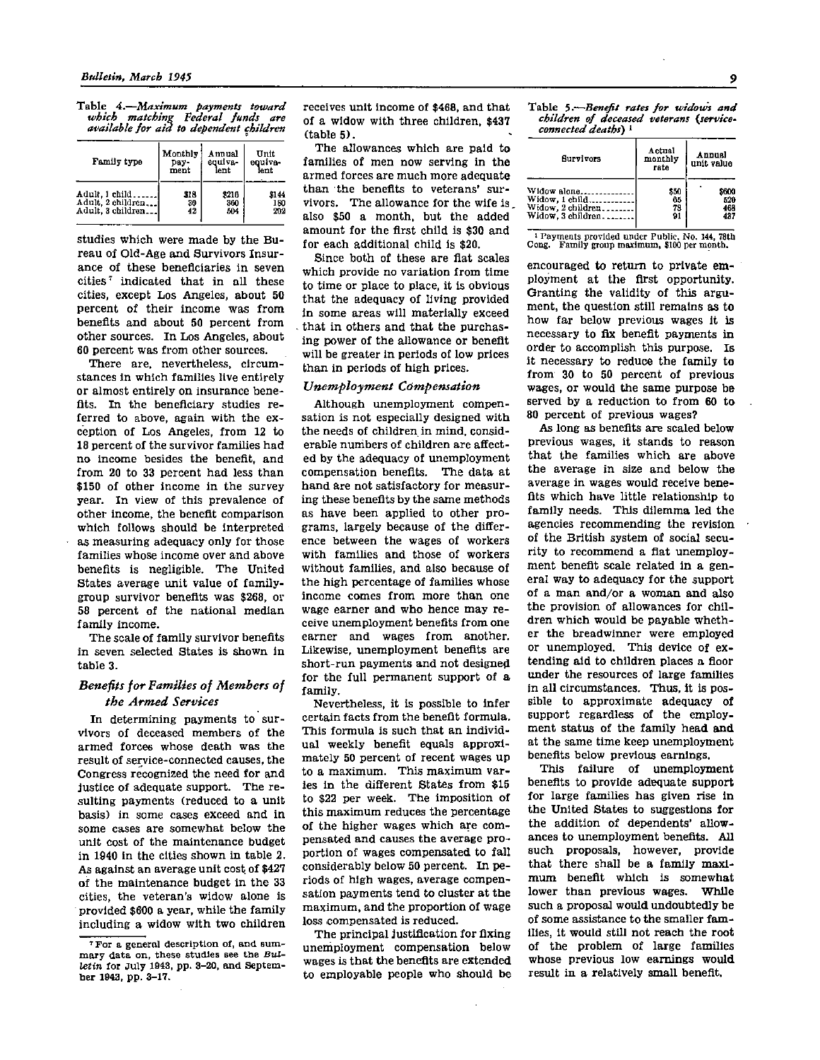Table 4.—*Maximum payments toward which matching Federal funds are available for aid to dependent children*

| Family type | Monthly payment | Annual equivalent | Unit equivalent |
|---|---|---|---|
| Adult, 1 child | $18 | $216 | $144 |
| Adult, 2 children | 30 | 360 | 180 |
| Adult, 3 children | 42 | 504 | 202 |

studies which were made by the Bureau of Old-Age and Survivors Insurance of these beneficiaries in seven cities[7] indicated that in all these cities, except Los Angeles, about 50 percent of their income was from benefits and about 50 percent from other sources. In Los Angeles, about 60 percent was from other sources.

There are, nevertheless, circumstances in which families live entirely or almost entirely on insurance benefits. In the beneficiary studies referred to above, again with the exception of Los Angeles, from 12 to 18 percent of the survivor families had no income besides the benefit, and from 20 to 33 percent had less than $150 of other income in the survey year. In view of this prevalence of other income, the benefit comparison which follows should be interpreted as measuring adequacy only for those families whose income over and above benefits is negligible. The United States average unit value of family-group survivor benefits was $268, or 58 percent of the national median family income.

The scale of family survivor benefits in seven selected States is shown in table 3.

### *Benefits for Families of Members of the Armed Services*

In determining payments to survivors of deceased members of the armed forces whose death was the result of service-connected causes, the Congress recognized the need for and justice of adequate support. The resulting payments (reduced to a unit basis) in some cases exceed and in some cases are somewhat below the unit cost of the maintenance budget in 1940 in the cities shown in table 2. As against an average unit cost of $427 of the maintenance budget in the 33 cities, the veteran's widow alone is provided $600 a year, while the family including a widow with two children receives unit income of $468, and that of a widow with three children, $437 (table 5).

The allowances which are paid to families of men now serving in the armed forces are much more adequate than the benefits to veterans' survivors. The allowance for the wife is also $50 a month, but the added amount for the first child is $30 and for each additional child is $20.

Since both of these are flat scales which provide no variation from time to time or place to place, it is obvious that the adequacy of living provided in some areas will materially exceed that in others and that the purchasing power of the allowance or benefit will be greater in periods of low prices than in periods of high prices.

### *Unemployment Compensation*

Although unemployment compensation is not especially designed with the needs of children in mind, considerable numbers of children are affected by the adequacy of unemployment compensation benefits. The data at hand are not satisfactory for measuring these benefits by the same methods as have been applied to other programs, largely because of the difference between the wages of workers with families and those of workers without families, and also because of the high percentage of families whose income comes from more than one wage earner and who hence may receive unemployment benefits from one earner and wages from another. Likewise, unemployment benefits are short-run payments and not designed for the full permanent support of a family.

Nevertheless, it is possible to infer certain facts from the benefit formula. This formula is such that an individual weekly benefit equals approximately 50 percent of recent wages up to a maximum. This maximum varies in the different States from $15 to $22 per week. The imposition of this maximum reduces the percentage of the higher wages which are compensated and causes the average proportion of wages compensated to fall considerably below 50 percent. In periods of high wages, average compensation payments tend to cluster at the maximum, and the proportion of wage loss compensated is reduced.

The principal justification for fixing unemployment compensation below wages is that the benefits are extended to employable people who should be encouraged to return to private employment at the first opportunity. Granting the validity of this argument, the question still remains as to how far below previous wages it is necessary to fix benefit payments in order to accomplish this purpose. Is it necessary to reduce the family to from 30 to 50 percent of previous wages, or would the same purpose be served by a reduction to from 60 to 80 percent of previous wages?

As long as benefits are scaled below previous wages, it stands to reason that the families which are above the average in size and below the average in wages would receive benefits which have little relationship to family needs. This dilemma led the agencies recommending the revision of the British system of social security to recommend a flat unemployment benefit scale related in a general way to adequacy for the support of a man and/or a woman and also the provision of allowances for children which would be payable whether the breadwinner were employed or unemployed. This device of extending aid to children places a floor under the resources of large families in all circumstances. Thus, it is possible to approximate adequacy of support regardless of the employment status of the family head and at the same time keep unemployment benefits below previous earnings.

This failure of unemployment benefits to provide adequate support for large families has given rise in the United States to suggestions for the addition of dependents' allowances to unemployment benefits. All such proposals, however, provide that there shall be a family maximum benefit which is somewhat lower than previous wages. While such a proposal would undoubtedly be of some assistance to the smaller families, it would still not reach the root of the problem of large families whose previous low earnings would result in a relatively small benefit.

Table 5.—*Benefit rates for widows and children of deceased veterans (service-connected deaths)* [1]

| Survivors | Actual monthly rate | Annual unit value |
|---|---|---|
| Widow alone | $50 | $600 |
| Widow, 1 child | 65 | 520 |
| Widow, 2 children | 73 | 468 |
| Widow, 3 children | 91 | 437 |

[1] Payments provided under Public, No. 144, 78th Cong. Family group maximum, $100 per month.

[7] For a general description of, and summary data on, these studies see the *Bulletin* for July 1943, pp. 3–20, and September 1943, pp. 3–17.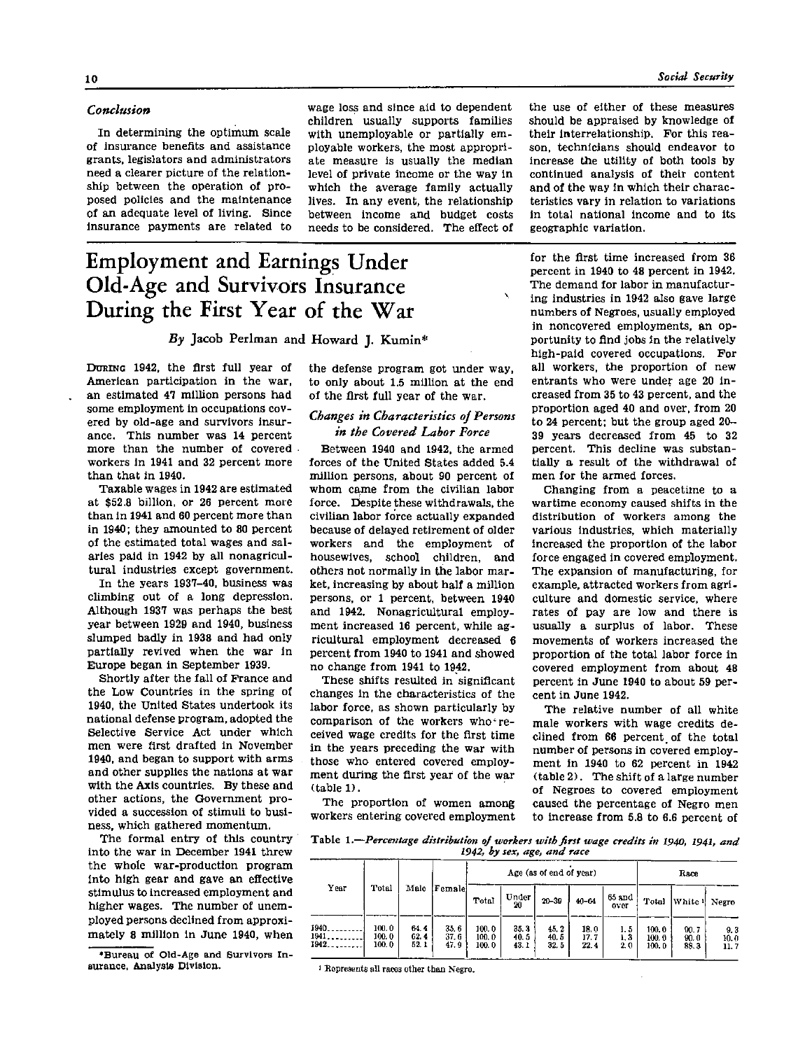### *Conclusion*

In determining the optimum scale of insurance benefits and assistance grants, legislators and administrators need a clearer picture of the relationship between the operation of proposed policies and the maintenance of an adequate level of living. Since insurance payments are related to wage loss and since aid to dependent children usually supports families with unemployable or partially employable workers, the most appropriate measure is usually the median level of private income or the way in which the average family actually lives. In any event, the relationship between income and budget costs needs to be considered. The effect of the use of either of these measures should be appraised by knowledge of their interrelationship. For this reason, technicians should endeavor to increase the utility of both tools by continued analysis of their content and of the way in which their characteristics vary in relation to variations in total national income and to its geographic variation.

# Employment and Earnings Under Old-Age and Survivors Insurance During the First Year of the War

*By* Jacob Perlman and Howard J. Kumin*

DURING 1942, the first full year of American participation in the war, an estimated 47 million persons had some employment in occupations covered by old-age and survivors insurance. This number was 14 percent more than the number of covered workers in 1941 and 32 percent more than that in 1940.

Taxable wages in 1942 are estimated at $52.8 billion, or 26 percent more than in 1941 and 60 percent more than in 1940; they amounted to 80 percent of the estimated total wages and salaries paid in 1942 by all nonagricultural industries except government.

In the years 1937–40, business was climbing out of a long depression. Although 1937 was perhaps the best year between 1929 and 1940, business slumped badly in 1938 and had only partially revived when the war in Europe began in September 1939.

Shortly after the fall of France and the Low Countries in the spring of 1940, the United States undertook its national defense program, adopted the Selective Service Act under which men were first drafted in November 1940, and began to support with arms and other supplies the nations at war with the Axis countries. By these and other actions, the Government provided a succession of stimuli to business, which gathered momentum.

The formal entry of this country into the war in December 1941 threw the whole war-production program into high gear and gave an effective stimulus to increased employment and higher wages. The number of unemployed persons declined from approximately 8 million in June 1940, when the defense program got under way, to only about 1.5 million at the end of the first full year of the war.

*Bureau of Old-Age and Survivors Insurance, Analysis Division.

### *Changes in Characteristics of Persons in the Covered Labor Force*

Between 1940 and 1942, the armed forces of the United States added 5.4 million persons, about 90 percent of whom came from the civilian labor force. Despite these withdrawals, the civilian labor force actually expanded because of delayed retirement of older workers and the employment of housewives, school children, and others not normally in the labor market, increasing by about half a million persons, or 1 percent, between 1940 and 1942. Nonagricultural employment increased 16 percent, while agricultural employment decreased 6 percent from 1940 to 1941 and showed no change from 1941 to 1942.

These shifts resulted in significant changes in the characteristics of the labor force, as shown particularly by comparison of the workers who received wage credits for the first time in the years preceding the war with those who entered covered employment during the first year of the war (table 1).

The proportion of women among workers entering covered employment for the first time increased from 36 percent in 1940 to 48 percent in 1942. The demand for labor in manufacturing industries in 1942 also gave large numbers of Negroes, usually employed in noncovered employments, an opportunity to find jobs in the relatively high-paid covered occupations. For all workers, the proportion of new entrants who were under age 20 increased from 35 to 43 percent, and the proportion aged 40 and over, from 20 to 24 percent; but the group aged 20–39 years decreased from 45 to 32 percent. This decline was substantially a result of the withdrawal of men for the armed forces.

Changing from a peacetime to a wartime economy caused shifts in the distribution of workers among the various industries, which materially increased the proportion of the labor force engaged in covered employment. The expansion of manufacturing, for example, attracted workers from agriculture and domestic service, where rates of pay are low and there is usually a surplus of labor. These movements of workers increased the proportion of the total labor force in covered employment from about 48 percent in June 1940 to about 59 percent in June 1942.

The relative number of all white male workers with wage credits declined from 66 percent of the total number of persons in covered employment in 1940 to 62 percent in 1942 (table 2). The shift of a large number of Negroes to covered employment caused the percentage of Negro men to increase from 5.8 to 6.6 percent of

Table 1.—*Percentage distribution of workers with first wage credits in 1940, 1941, and 1942, by sex, age, and race*

| Year | Total | Male | Female | Age (as of end of year) | | | | | Race | | |
|---|---|---|---|---|---|---|---|---|---|---|---|
| | | | | Total | Under 20 | 20–39 | 40–64 | 65 and over | Total | White [1] | Negro |
| 1940 | 100.0 | 64.4 | 35.6 | 100.0 | 35.3 | 45.2 | 18.0 | 1.5 | 100.0 | 90.7 | 9.3 |
| 1941 | 100.0 | 62.4 | 37.6 | 100.0 | 40.5 | 40.5 | 17.7 | 1.3 | 100.0 | 90.0 | 10.0 |
| 1942 | 100.0 | 52.1 | 47.9 | 100.0 | 43.1 | 32.5 | 22.4 | 2.0 | 100.0 | 88.3 | 11.7 |

[1] Represents all races other than Negro.